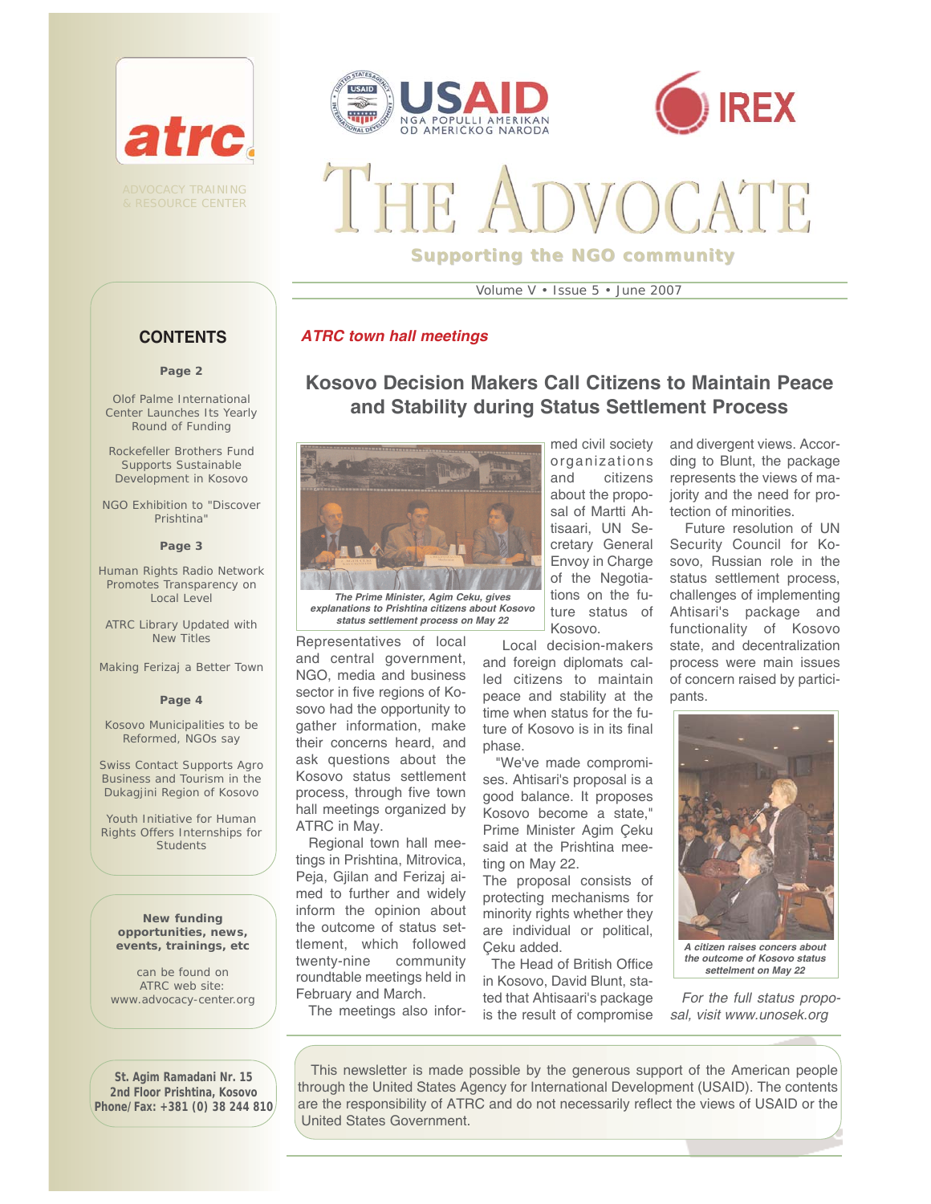atrc

ADVOCACY TRAINING & RESOURCE CENTER

USAID — NGA POPULLI AMERIKAN OD AMERIČKOG NARODA

IREX

# THE ADVOCATE

**Supporting the NGO community**

Volume V • Issue 5 • June 2007

## CONTENTS

**Page 2**

Olof Palme International Center Launches Its Yearly Round of Funding

Rockefeller Brothers Fund Supports Sustainable Development in Kosovo

NGO Exhibition to "Discover Prishtina"

**Page 3**

Human Rights Radio Network Promotes Transparency on Local Level

ATRC Library Updated with New Titles

Making Ferizaj a Better Town

**Page 4**

Kosovo Municipalities to be Reformed, NGOs say

Swiss Contact Supports Agro Business and Tourism in the Dukagjini Region of Kosovo

Youth Initiative for Human Rights Offers Internships for Students

**New funding opportunities, news, events, trainings, etc**

can be found on ATRC web site: www.advocacy-center.org

**St. Agim Ramadani Nr. 15**
**2nd Floor Prishtina, Kosovo**
**Phone/Fax: +381 (0) 38 244 810**

***ATRC town hall meetings***

## Kosovo Decision Makers Call Citizens to Maintain Peace and Stability during Status Settlement Process

*The Prime Minister, Agim Ceku, gives explanations to Prishtina citizens about Kosovo status settlement process on May 22*

Representatives of local and central government, NGO, media and business sector in five regions of Kosovo had the opportunity to gather information, make their concerns heard, and ask questions about the Kosovo status settlement process, through five town hall meetings organized by ATRC in May.

Regional town hall meetings in Prishtina, Mitrovica, Peja, Gjilan and Ferizaj aimed to further and widely inform the opinion about the outcome of status settlement, which followed twenty-nine community roundtable meetings held in February and March.

The meetings also informed civil society organizations and citizens about the proposal of Martti Ahtisaari, UN Secretary General Envoy in Charge of the Negotiations on the future status of Kosovo.

Local decision-makers and foreign diplomats called citizens to maintain peace and stability at the time when status for the future of Kosovo is in its final phase.

"We've made compromises. Ahtisari's proposal is a good balance. It proposes Kosovo become a state," Prime Minister Agim Çeku said at the Prishtina meeting on May 22.

The proposal consists of protecting mechanisms for minority rights whether they are individual or political, Çeku added.

The Head of British Office in Kosovo, David Blunt, stated that Ahtisaari's package is the result of compromise and divergent views. According to Blunt, the package represents the views of majority and the need for protection of minorities.

Future resolution of UN Security Council for Kosovo, Russian role in the status settlement process, challenges of implementing Ahtisari's package and functionality of Kosovo state, and decentralization process were main issues of concern raised by participants.

*A citizen raises concers about the outcome of Kosovo status settlement on May 22*

*For the full status proposal, visit www.unosek.org*

This newsletter is made possible by the generous support of the American people through the United States Agency for International Development (USAID). The contents are the responsibility of ATRC and do not necessarily reflect the views of USAID or the United States Government.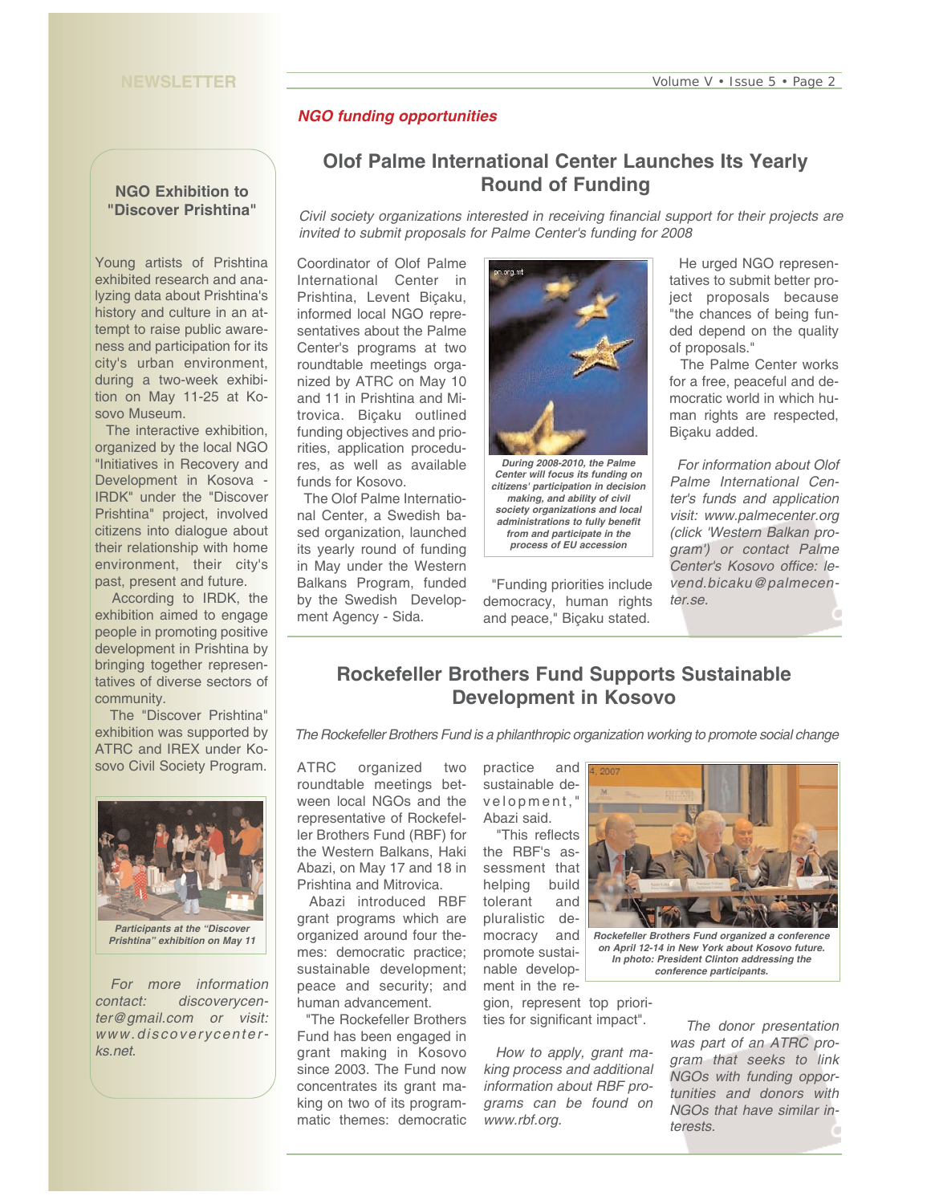*NGO funding opportunities*

## Olof Palme International Center Launches Its Yearly Round of Funding

*Civil society organizations interested in receiving financial support for their projects are invited to submit proposals for Palme Center's funding for 2008*

Coordinator of Olof Palme International Center in Prishtina, Levent Biçaku, informed local NGO representatives about the Palme Center's programs at two roundtable meetings organized by ATRC on May 10 and 11 in Prishtina and Mitrovica. Biçaku outlined funding objectives and priorities, application procedures, as well as available funds for Kosovo.

The Olof Palme International Center, a Swedish based organization, launched its yearly round of funding in May under the Western Balkans Program, funded by the Swedish Development Agency - Sida.

"Funding priorities include democracy, human rights and peace," Biçaku stated.

He urged NGO representatives to submit better project proposals because "the chances of being funded depend on the quality of proposals."

The Palme Center works for a free, peaceful and democratic world in which human rights are respected, Biçaku added.

**During 2008-2010, the Palme Center will focus its funding on citizens' participation in decision making, and ability of civil society organizations and local administrations to fully benefit from and participate in the process of EU accession**

*For information about Olof Palme International Center's funds and application visit: www.palmecenter.org (click 'Western Balkan program') or contact Palme Center's Kosovo office: levend.bicaku@palmecenter.se.*

## Rockefeller Brothers Fund Supports Sustainable Development in Kosovo

*The Rockefeller Brothers Fund is a philanthropic organization working to promote social change*

ATRC organized two roundtable meetings between local NGOs and the representative of Rockefeller Brothers Fund (RBF) for the Western Balkans, Haki Abazi, on May 17 and 18 in Prishtina and Mitrovica.

Abazi introduced RBF grant programs which are organized around four themes: democratic practice; sustainable development; peace and security; and human advancement.

"The Rockefeller Brothers Fund has been engaged in grant making in Kosovo since 2003. The Fund now concentrates its grant making on two of its programmatic themes: democratic practice and sustainable development," Abazi said.

"This reflects the RBF's assessment that helping build tolerant and pluralistic democracy and promote sustainable development in the region, represent top priorities for significant impact".

*How to apply, grant making process and additional information about RBF programs can be found on www.rbf.org.*

**Rockefeller Brothers Fund organized a conference on April 12-14 in New York about Kosovo future. In photo: President Clinton addressing the conference participants.**

*The donor presentation was part of an ATRC program that seeks to link NGOs with funding opportunities and donors with NGOs that have similar interests.*

### NGO Exhibition to "Discover Prishtina"

Young artists of Prishtina exhibited research and analyzing data about Prishtina's history and culture in an attempt to raise public awareness and participation for its city's urban environment, during a two-week exhibition on May 11-25 at Kosovo Museum.

The interactive exhibition, organized by the local NGO "Initiatives in Recovery and Development in Kosova - IRDK" under the "Discover Prishtina" project, involved citizens into dialogue about their relationship with home environment, their city's past, present and future.

According to IRDK, the exhibition aimed to engage people in promoting positive development in Prishtina by bringing together representatives of diverse sectors of community.

The "Discover Prishtina" exhibition was supported by ATRC and IREX under Kosovo Civil Society Program.

**Participants at the "Discover Prishtina" exhibition on May 11**

*For more information contact: discoverycenter@gmail.com or visit: www.discoverycenter-ks.net.*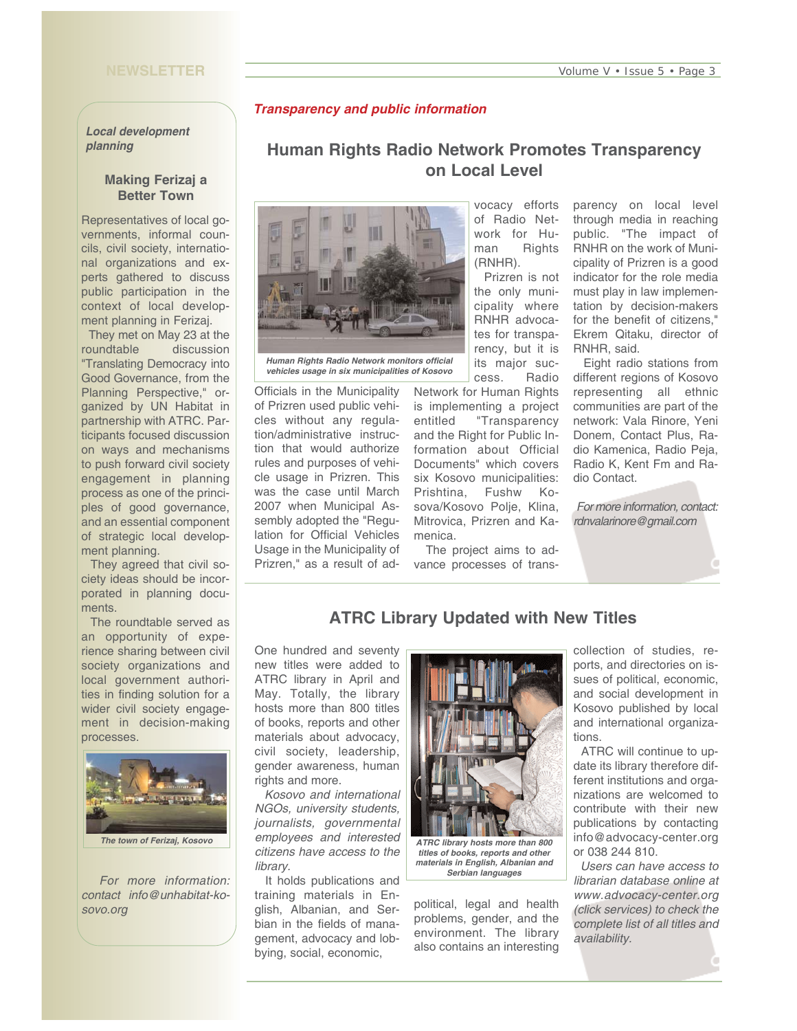*Local development planning*

### Making Ferizaj a Better Town

Representatives of local governments, informal councils, civil society, international organizations and experts gathered to discuss public participation in the context of local development planning in Ferizaj.

They met on May 23 at the roundtable discussion "Translating Democracy into Good Governance, from the Planning Perspective," organized by UN Habitat in partnership with ATRC. Participants focused discussion on ways and mechanisms to push forward civil society engagement in planning process as one of the principles of good governance, and an essential component of strategic local development planning.

They agreed that civil society ideas should be incorporated in planning documents.

The roundtable served as an opportunity of experience sharing between civil society organizations and local government authorities in finding solution for a wider civil society engagement in decision-making processes.

*The town of Ferizaj, Kosovo*

*For more information: contact info@unhabitat-kosovo.org*

***Transparency and public information***

## Human Rights Radio Network Promotes Transparency on Local Level

*Human Rights Radio Network monitors official vehicles usage in six municipalities of Kosovo*

Officials in the Municipality of Prizren used public vehicles without any regulation/administrative instruction that would authorize rules and purposes of vehicle usage in Prizren. This was the case until March 2007 when Municipal Assembly adopted the "Regulation for Official Vehicles Usage in the Municipality of Prizren," as a result of advocacy efforts of Radio Network for Human Rights (RNHR).

Prizren is not the only municipality where RNHR advocates for transparency, but it is its major success. Radio Network for Human Rights is implementing a project entitled "Transparency and the Right for Public Information about Official Documents" which covers six Kosovo municipalities: Prishtina, Fushw Kosova/Kosovo Polje, Klina, Mitrovica, Prizren and Kamenica.

The project aims to advance processes of transparency on local level through media in reaching public. "The impact of RNHR on the work of Municipality of Prizren is a good indicator for the role media must play in law implementation by decision-makers for the benefit of citizens," Ekrem Qitaku, director of RNHR, said.

Eight radio stations from different regions of Kosovo representing all ethnic communities are part of the network: Vala Rinore, Yeni Donem, Contact Plus, Radio Kamenica, Radio Peja, Radio K, Kent Fm and Radio Contact.

*For more information, contact: rdnvalarinore@gmail.com*

## ATRC Library Updated with New Titles

One hundred and seventy new titles were added to ATRC library in April and May. Totally, the library hosts more than 800 titles of books, reports and other materials about advocacy, civil society, leadership, gender awareness, human rights and more.

*Kosovo and international NGOs, university students, journalists, governmental employees and interested citizens have access to the library.*

It holds publications and training materials in English, Albanian, and Serbian in the fields of management, advocacy and lobbying, social, economic, political, legal and health problems, gender, and the environment. The library also contains an interesting collection of studies, reports, and directories on issues of political, economic, and social development in Kosovo published by local and international organizations.

*ATRC library hosts more than 800 titles of books, reports and other materials in English, Albanian and Serbian languages*

ATRC will continue to update its library therefore different institutions and organizations are welcomed to contribute with their new publications by contacting info@advocacy-center.org or 038 244 810.

*Users can have access to librarian database online at www.advocacy-center.org (click services) to check the complete list of all titles and availability.*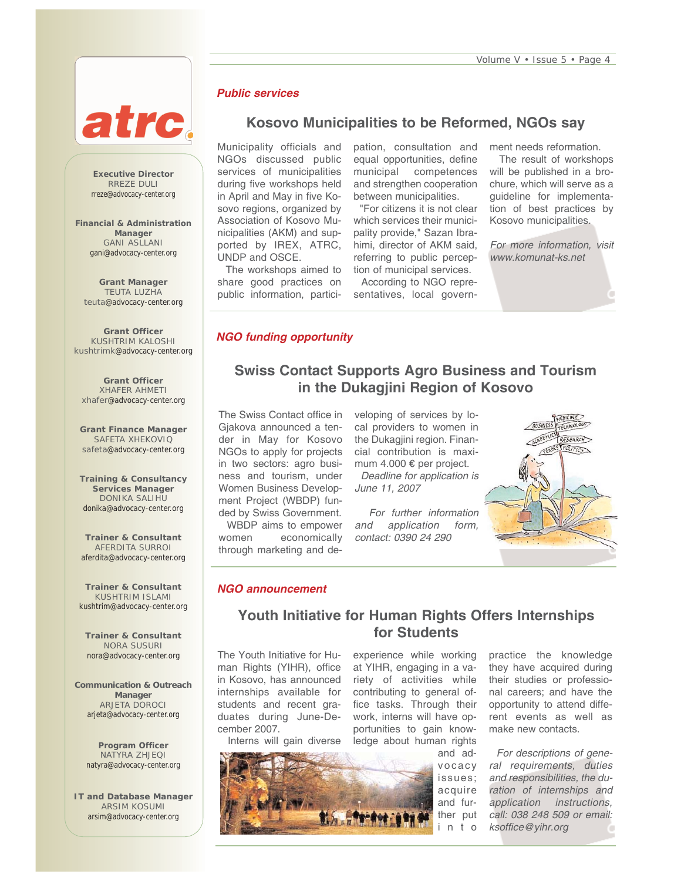atrc

**Executive Director**
RREZE DULI
rreze@advocacy-center.org

**Financial & Administration Manager**
GANI ASLLANI
gani@advocacy-center.org

**Grant Manager**
TEUTA LUZHA
teuta@advocacy-center.org

**Grant Officer**
KUSHTRIM KALOSHI
kushtrimk@advocacy-center.org

**Grant Officer**
XHAFER AHMETI
xhafer@advocacy-center.org

**Grant Finance Manager**
SAFETA XHEKOVIQ
safeta@advocacy-center.org

**Training & Consultancy Services Manager**
DONIKA SALIHU
donika@advocacy-center.org

**Trainer & Consultant**
AFERDITA SURROI
aferdita@advocacy-center.org

**Trainer & Consultant**
KUSHTRIM ISLAMI
kushtrim@advocacy-center.org

**Trainer & Consultant**
NORA SUSURI
nora@advocacy-center.org

**Communication & Outreach Manager**
ARJETA DOROCI
arjeta@advocacy-center.org

**Program Officer**
NATYRA ZHJEQI
natyra@advocacy-center.org

**IT and Database Manager**
ARSIM KOSUMI
arsim@advocacy-center.org

***Public services***

## Kosovo Municipalities to be Reformed, NGOs say

Municipality officials and NGOs discussed public services of municipalities during five workshops held in April and May in five Kosovo regions, organized by Association of Kosovo Municipalities (AKM) and supported by IREX, ATRC, UNDP and OSCE.

The workshops aimed to share good practices on public information, participation, consultation and equal opportunities, define municipal competences and strengthen cooperation between municipalities.

"For citizens it is not clear which services their municipality provide," Sazan Ibrahimi, director of AKM said, referring to public perception of municipal services.

According to NGO representatives, local government needs reformation.

The result of workshops will be published in a brochure, which will serve as a guideline for implementation of best practices by Kosovo municipalities.

*For more information, visit www.komunat-ks.net*

***NGO funding opportunity***

## Swiss Contact Supports Agro Business and Tourism in the Dukagjini Region of Kosovo

The Swiss Contact office in Gjakova announced a tender in May for Kosovo NGOs to apply for projects in two sectors: agro business and tourism, under Women Business Development Project (WBDP) funded by Swiss Government.

WBDP aims to empower women economically through marketing and developing of services by local providers to women in the Dukagjini region. Financial contribution is maximum 4.000 € per project.

*Deadline for application is June 11, 2007*

*For further information and application form, contact: 0390 24 290*

***NGO announcement***

## Youth Initiative for Human Rights Offers Internships for Students

The Youth Initiative for Human Rights (YIHR), office in Kosovo, has announced internships available for students and recent graduates during June-December 2007.

Interns will gain diverse experience while working at YIHR, engaging in a variety of activities while contributing to general office tasks. Through their work, interns will have opportunities to gain knowledge about human rights and advocacy issues; acquire and further put into practice the knowledge they have acquired during their studies or professional careers; and have the opportunity to attend different events as well as make new contacts.

*For descriptions of general requirements, duties and responsibilities, the duration of internships and application instructions, call: 038 248 509 or email: ksoffice@yihr.org*